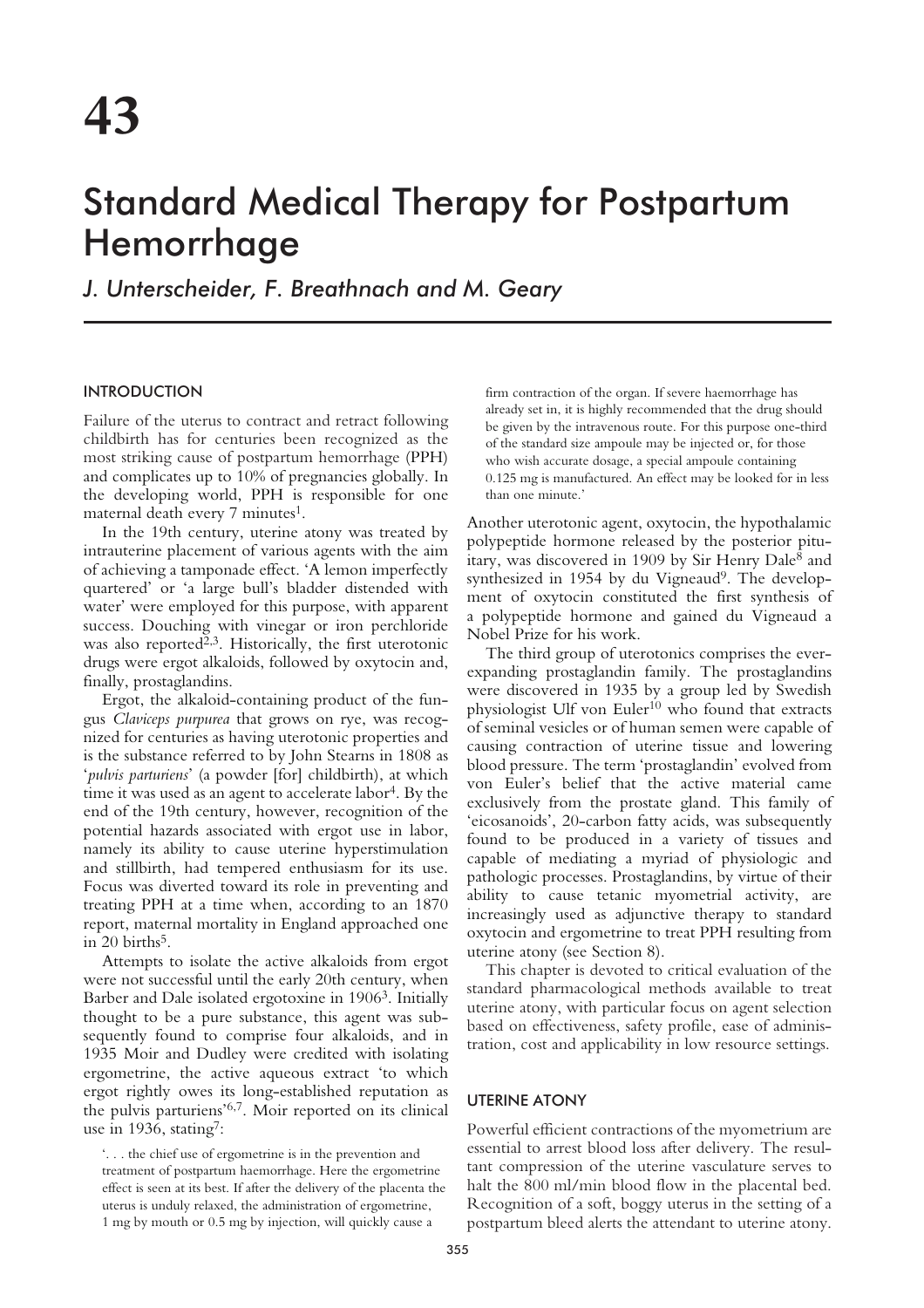# 43

# Standard Medical Therapy for Postpartum Hemorrhage

*J. Unterscheider, F. Breathnach and M. Geary*

## INTRODUCTION

Failure of the uterus to contract and retract following childbirth has for centuries been recognized as the most striking cause of postpartum hemorrhage (PPH) and complicates up to 10% of pregnancies globally. In the developing world, PPH is responsible for one maternal death every 7 minutes[1].

In the 19th century, uterine atony was treated by intrauterine placement of various agents with the aim of achieving a tamponade effect. 'A lemon imperfectly quartered' or 'a large bull's bladder distended with water' were employed for this purpose, with apparent success. Douching with vinegar or iron perchloride was also reported[2,3]. Historically, the first uterotonic drugs were ergot alkaloids, followed by oxytocin and, finally, prostaglandins.

Ergot, the alkaloid-containing product of the fungus *Claviceps purpurea* that grows on rye, was recognized for centuries as having uterotonic properties and is the substance referred to by John Stearns in 1808 as '*pulvis parturiens*' (a powder [for] childbirth), at which time it was used as an agent to accelerate labor[4]. By the end of the 19th century, however, recognition of the potential hazards associated with ergot use in labor, namely its ability to cause uterine hyperstimulation and stillbirth, had tempered enthusiasm for its use. Focus was diverted toward its role in preventing and treating PPH at a time when, according to an 1870 report, maternal mortality in England approached one in 20 births[5].

Attempts to isolate the active alkaloids from ergot were not successful until the early 20th century, when Barber and Dale isolated ergotoxine in 1906[3]. Initially thought to be a pure substance, this agent was subsequently found to comprise four alkaloids, and in 1935 Moir and Dudley were credited with isolating ergometrine, the active aqueous extract 'to which ergot rightly owes its long-established reputation as the pulvis parturiens'[6,7]. Moir reported on its clinical use in 1936, stating[7]:

> '. . . the chief use of ergometrine is in the prevention and treatment of postpartum haemorrhage. Here the ergometrine effect is seen at its best. If after the delivery of the placenta the uterus is unduly relaxed, the administration of ergometrine, 1 mg by mouth or 0.5 mg by injection, will quickly cause a firm contraction of the organ. If severe haemorrhage has already set in, it is highly recommended that the drug should be given by the intravenous route. For this purpose one-third of the standard size ampoule may be injected or, for those who wish accurate dosage, a special ampoule containing 0.125 mg is manufactured. An effect may be looked for in less than one minute.'

Another uterotonic agent, oxytocin, the hypothalamic polypeptide hormone released by the posterior pituitary, was discovered in 1909 by Sir Henry Dale[8] and synthesized in 1954 by du Vigneaud[9]. The development of oxytocin constituted the first synthesis of a polypeptide hormone and gained du Vigneaud a Nobel Prize for his work.

The third group of uterotonics comprises the ever-expanding prostaglandin family. The prostaglandins were discovered in 1935 by a group led by Swedish physiologist Ulf von Euler[10] who found that extracts of seminal vesicles or of human semen were capable of causing contraction of uterine tissue and lowering blood pressure. The term 'prostaglandin' evolved from von Euler's belief that the active material came exclusively from the prostate gland. This family of 'eicosanoids', 20-carbon fatty acids, was subsequently found to be produced in a variety of tissues and capable of mediating a myriad of physiologic and pathologic processes. Prostaglandins, by virtue of their ability to cause tetanic myometrial activity, are increasingly used as adjunctive therapy to standard oxytocin and ergometrine to treat PPH resulting from uterine atony (see Section 8).

This chapter is devoted to critical evaluation of the standard pharmacological methods available to treat uterine atony, with particular focus on agent selection based on effectiveness, safety profile, ease of administration, cost and applicability in low resource settings.

## UTERINE ATONY

Powerful efficient contractions of the myometrium are essential to arrest blood loss after delivery. The resultant compression of the uterine vasculature serves to halt the 800 ml/min blood flow in the placental bed. Recognition of a soft, boggy uterus in the setting of a postpartum bleed alerts the attendant to uterine atony.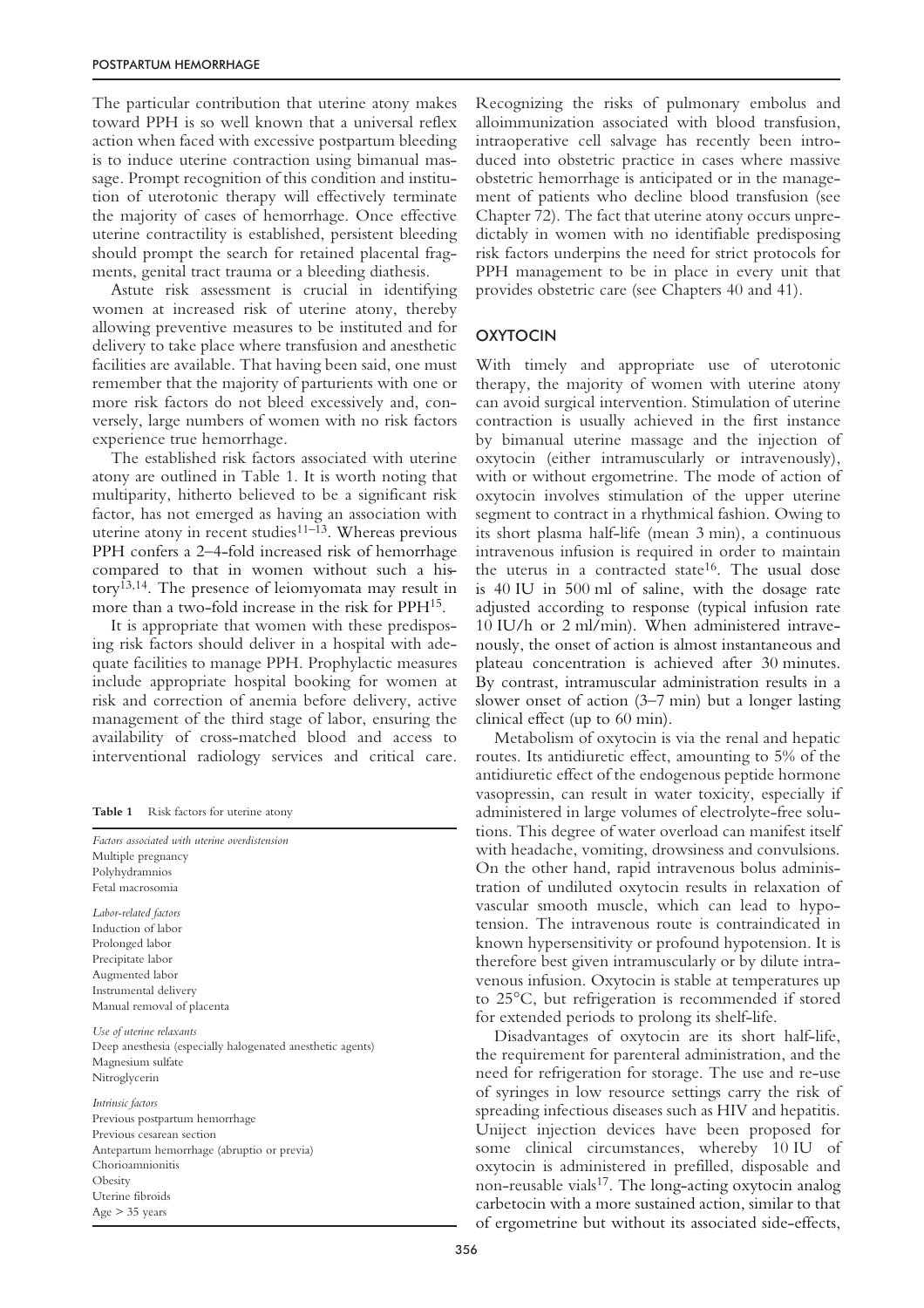The particular contribution that uterine atony makes toward PPH is so well known that a universal reflex action when faced with excessive postpartum bleeding is to induce uterine contraction using bimanual massage. Prompt recognition of this condition and institution of uterotonic therapy will effectively terminate the majority of cases of hemorrhage. Once effective uterine contractility is established, persistent bleeding should prompt the search for retained placental fragments, genital tract trauma or a bleeding diathesis.

Astute risk assessment is crucial in identifying women at increased risk of uterine atony, thereby allowing preventive measures to be instituted and for delivery to take place where transfusion and anesthetic facilities are available. That having been said, one must remember that the majority of parturients with one or more risk factors do not bleed excessively and, conversely, large numbers of women with no risk factors experience true hemorrhage.

The established risk factors associated with uterine atony are outlined in Table 1. It is worth noting that multiparity, hitherto believed to be a significant risk factor, has not emerged as having an association with uterine atony in recent studies[11–13]. Whereas previous PPH confers a 2–4-fold increased risk of hemorrhage compared to that in women without such a history[13,14]. The presence of leiomyomata may result in more than a two-fold increase in the risk for PPH[15].

It is appropriate that women with these predisposing risk factors should deliver in a hospital with adequate facilities to manage PPH. Prophylactic measures include appropriate hospital booking for women at risk and correction of anemia before delivery, active management of the third stage of labor, ensuring the availability of cross-matched blood and access to interventional radiology services and critical care.

**Table 1** Risk factors for uterine atony

| |
|---|
| *Factors associated with uterine overdistension* |
| Multiple pregnancy |
| Polyhydramnios |
| Fetal macrosomia |
| *Labor-related factors* |
| Induction of labor |
| Prolonged labor |
| Precipitate labor |
| Augmented labor |
| Instrumental delivery |
| Manual removal of placenta |
| *Use of uterine relaxants* |
| Deep anesthesia (especially halogenated anesthetic agents) |
| Magnesium sulfate |
| Nitroglycerin |
| *Intrinsic factors* |
| Previous postpartum hemorrhage |
| Previous cesarean section |
| Antepartum hemorrhage (abruptio or previa) |
| Chorioamnionitis |
| Obesity |
| Uterine fibroids |
| Age > 35 years |

Recognizing the risks of pulmonary embolus and alloimmunization associated with blood transfusion, intraoperative cell salvage has recently been introduced into obstetric practice in cases where massive obstetric hemorrhage is anticipated or in the management of patients who decline blood transfusion (see Chapter 72). The fact that uterine atony occurs unpredictably in women with no identifiable predisposing risk factors underpins the need for strict protocols for PPH management to be in place in every unit that provides obstetric care (see Chapters 40 and 41).

## OXYTOCIN

With timely and appropriate use of uterotonic therapy, the majority of women with uterine atony can avoid surgical intervention. Stimulation of uterine contraction is usually achieved in the first instance by bimanual uterine massage and the injection of oxytocin (either intramuscularly or intravenously), with or without ergometrine. The mode of action of oxytocin involves stimulation of the upper uterine segment to contract in a rhythmical fashion. Owing to its short plasma half-life (mean 3 min), a continuous intravenous infusion is required in order to maintain the uterus in a contracted state[16]. The usual dose is 40 IU in 500 ml of saline, with the dosage rate adjusted according to response (typical infusion rate 10 IU/h or 2 ml/min). When administered intravenously, the onset of action is almost instantaneous and plateau concentration is achieved after 30 minutes. By contrast, intramuscular administration results in a slower onset of action (3–7 min) but a longer lasting clinical effect (up to 60 min).

Metabolism of oxytocin is via the renal and hepatic routes. Its antidiuretic effect, amounting to 5% of the antidiuretic effect of the endogenous peptide hormone vasopressin, can result in water toxicity, especially if administered in large volumes of electrolyte-free solutions. This degree of water overload can manifest itself with headache, vomiting, drowsiness and convulsions. On the other hand, rapid intravenous bolus administration of undiluted oxytocin results in relaxation of vascular smooth muscle, which can lead to hypotension. The intravenous route is contraindicated in known hypersensitivity or profound hypotension. It is therefore best given intramuscularly or by dilute intravenous infusion. Oxytocin is stable at temperatures up to 25°C, but refrigeration is recommended if stored for extended periods to prolong its shelf-life.

Disadvantages of oxytocin are its short half-life, the requirement for parenteral administration, and the need for refrigeration for storage. The use and re-use of syringes in low resource settings carry the risk of spreading infectious diseases such as HIV and hepatitis. Uniject injection devices have been proposed for some clinical circumstances, whereby 10 IU of oxytocin is administered in prefilled, disposable and non-reusable vials[17]. The long-acting oxytocin analog carbetocin with a more sustained action, similar to that of ergometrine but without its associated side-effects,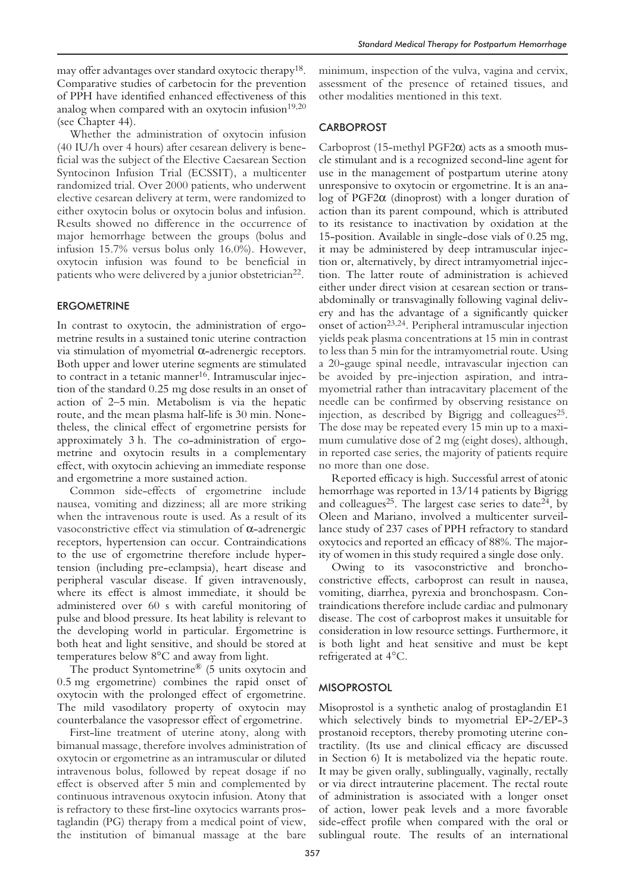may offer advantages over standard oxytocic therapy[18]. Comparative studies of carbetocin for the prevention of PPH have identified enhanced effectiveness of this analog when compared with an oxytocin infusion[19,20] (see Chapter 44).

Whether the administration of oxytocin infusion (40 IU/h over 4 hours) after cesarean delivery is beneficial was the subject of the Elective Caesarean Section Syntocinon Infusion Trial (ECSSIT), a multicenter randomized trial. Over 2000 patients, who underwent elective cesarean delivery at term, were randomized to either oxytocin bolus or oxytocin bolus and infusion. Results showed no difference in the occurrence of major hemorrhage between the groups (bolus and infusion 15.7% versus bolus only 16.0%). However, oxytocin infusion was found to be beneficial in patients who were delivered by a junior obstetrician[22].

## ERGOMETRINE

In contrast to oxytocin, the administration of ergometrine results in a sustained tonic uterine contraction via stimulation of myometrial α-adrenergic receptors. Both upper and lower uterine segments are stimulated to contract in a tetanic manner[16]. Intramuscular injection of the standard 0.25 mg dose results in an onset of action of 2–5 min. Metabolism is via the hepatic route, and the mean plasma half-life is 30 min. Nonetheless, the clinical effect of ergometrine persists for approximately 3 h. The co-administration of ergometrine and oxytocin results in a complementary effect, with oxytocin achieving an immediate response and ergometrine a more sustained action.

Common side-effects of ergometrine include nausea, vomiting and dizziness; all are more striking when the intravenous route is used. As a result of its vasoconstrictive effect via stimulation of α-adrenergic receptors, hypertension can occur. Contraindications to the use of ergometrine therefore include hypertension (including pre-eclampsia), heart disease and peripheral vascular disease. If given intravenously, where its effect is almost immediate, it should be administered over 60 s with careful monitoring of pulse and blood pressure. Its heat lability is relevant to the developing world in particular. Ergometrine is both heat and light sensitive, and should be stored at temperatures below 8°C and away from light.

The product Syntometrine® (5 units oxytocin and 0.5 mg ergometrine) combines the rapid onset of oxytocin with the prolonged effect of ergometrine. The mild vasodilatory property of oxytocin may counterbalance the vasopressor effect of ergometrine.

First-line treatment of uterine atony, along with bimanual massage, therefore involves administration of oxytocin or ergometrine as an intramuscular or diluted intravenous bolus, followed by repeat dosage if no effect is observed after 5 min and complemented by continuous intravenous oxytocin infusion. Atony that is refractory to these first-line oxytocics warrants prostaglandin (PG) therapy from a medical point of view, the institution of bimanual massage at the bare minimum, inspection of the vulva, vagina and cervix, assessment of the presence of retained tissues, and other modalities mentioned in this text.

## CARBOPROST

Carboprost (15-methyl PGF2α) acts as a smooth muscle stimulant and is a recognized second-line agent for use in the management of postpartum uterine atony unresponsive to oxytocin or ergometrine. It is an analog of PGF2α (dinoprost) with a longer duration of action than its parent compound, which is attributed to its resistance to inactivation by oxidation at the 15-position. Available in single-dose vials of 0.25 mg, it may be administered by deep intramuscular injection or, alternatively, by direct intramyometrial injection. The latter route of administration is achieved either under direct vision at cesarean section or transabdominally or transvaginally following vaginal delivery and has the advantage of a significantly quicker onset of action[23,24]. Peripheral intramuscular injection yields peak plasma concentrations at 15 min in contrast to less than 5 min for the intramyometrial route. Using a 20-gauge spinal needle, intravascular injection can be avoided by pre-injection aspiration, and intramyometrial rather than intracavitary placement of the needle can be confirmed by observing resistance on injection, as described by Bigrigg and colleagues[25]. The dose may be repeated every 15 min up to a maximum cumulative dose of 2 mg (eight doses), although, in reported case series, the majority of patients require no more than one dose.

Reported efficacy is high. Successful arrest of atonic hemorrhage was reported in 13/14 patients by Bigrigg and colleagues[25]. The largest case series to date[24], by Oleen and Mariano, involved a multicenter surveillance study of 237 cases of PPH refractory to standard oxytocics and reported an efficacy of 88%. The majority of women in this study required a single dose only.

Owing to its vasoconstrictive and bronchoconstrictive effects, carboprost can result in nausea, vomiting, diarrhea, pyrexia and bronchospasm. Contraindications therefore include cardiac and pulmonary disease. The cost of carboprost makes it unsuitable for consideration in low resource settings. Furthermore, it is both light and heat sensitive and must be kept refrigerated at 4°C.

## MISOPROSTOL

Misoprostol is a synthetic analog of prostaglandin E1 which selectively binds to myometrial EP-2/EP-3 prostanoid receptors, thereby promoting uterine contractility. (Its use and clinical efficacy are discussed in Section 6) It is metabolized via the hepatic route. It may be given orally, sublingually, vaginally, rectally or via direct intrauterine placement. The rectal route of administration is associated with a longer onset of action, lower peak levels and a more favorable side-effect profile when compared with the oral or sublingual route. The results of an international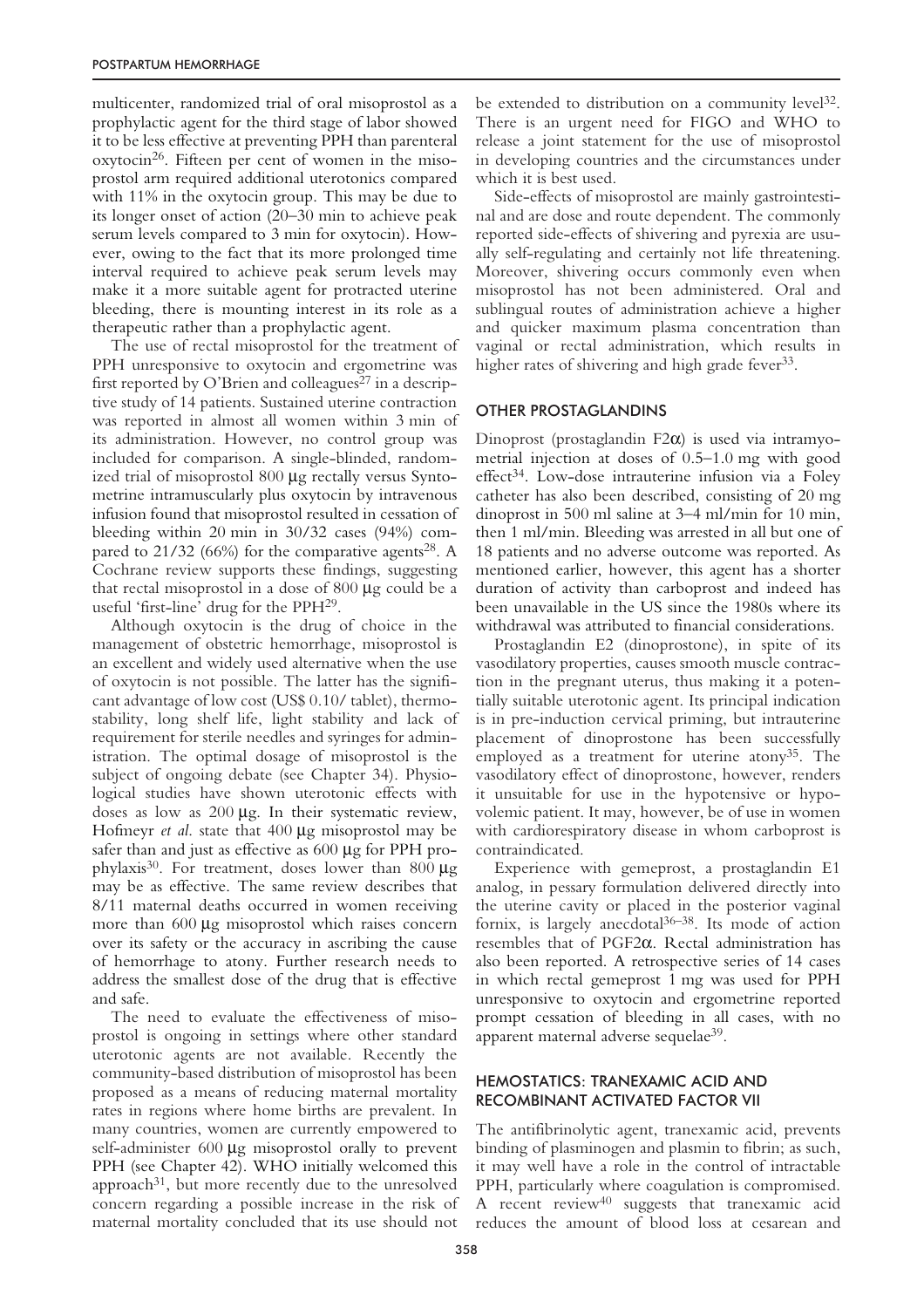multicenter, randomized trial of oral misoprostol as a prophylactic agent for the third stage of labor showed it to be less effective at preventing PPH than parenteral oxytocin[26]. Fifteen per cent of women in the misoprostol arm required additional uterotonics compared with 11% in the oxytocin group. This may be due to its longer onset of action (20–30 min to achieve peak serum levels compared to 3 min for oxytocin). However, owing to the fact that its more prolonged time interval required to achieve peak serum levels may make it a more suitable agent for protracted uterine bleeding, there is mounting interest in its role as a therapeutic rather than a prophylactic agent.

The use of rectal misoprostol for the treatment of PPH unresponsive to oxytocin and ergometrine was first reported by O'Brien and colleagues[27] in a descriptive study of 14 patients. Sustained uterine contraction was reported in almost all women within 3 min of its administration. However, no control group was included for comparison. A single-blinded, randomized trial of misoprostol 800 μg rectally versus Syntometrine intramuscularly plus oxytocin by intravenous infusion found that misoprostol resulted in cessation of bleeding within 20 min in 30/32 cases (94%) compared to 21/32 (66%) for the comparative agents[28]. A Cochrane review supports these findings, suggesting that rectal misoprostol in a dose of 800 μg could be a useful 'first-line' drug for the PPH[29].

Although oxytocin is the drug of choice in the management of obstetric hemorrhage, misoprostol is an excellent and widely used alternative when the use of oxytocin is not possible. The latter has the significant advantage of low cost (US$ 0.10/ tablet), thermostability, long shelf life, light stability and lack of requirement for sterile needles and syringes for administration. The optimal dosage of misoprostol is the subject of ongoing debate (see Chapter 34). Physiological studies have shown uterotonic effects with doses as low as 200 μg. In their systematic review, Hofmeyr *et al.* state that 400 μg misoprostol may be safer than and just as effective as 600 μg for PPH prophylaxis[30]. For treatment, doses lower than 800 μg may be as effective. The same review describes that 8/11 maternal deaths occurred in women receiving more than 600 μg misoprostol which raises concern over its safety or the accuracy in ascribing the cause of hemorrhage to atony. Further research needs to address the smallest dose of the drug that is effective and safe.

The need to evaluate the effectiveness of misoprostol is ongoing in settings where other standard uterotonic agents are not available. Recently the community-based distribution of misoprostol has been proposed as a means of reducing maternal mortality rates in regions where home births are prevalent. In many countries, women are currently empowered to self-administer 600 μg misoprostol orally to prevent PPH (see Chapter 42). WHO initially welcomed this approach[31], but more recently due to the unresolved concern regarding a possible increase in the risk of maternal mortality concluded that its use should not be extended to distribution on a community level[32]. There is an urgent need for FIGO and WHO to release a joint statement for the use of misoprostol in developing countries and the circumstances under which it is best used.

Side-effects of misoprostol are mainly gastrointestinal and are dose and route dependent. The commonly reported side-effects of shivering and pyrexia are usually self-regulating and certainly not life threatening. Moreover, shivering occurs commonly even when misoprostol has not been administered. Oral and sublingual routes of administration achieve a higher and quicker maximum plasma concentration than vaginal or rectal administration, which results in higher rates of shivering and high grade fever[33].

## OTHER PROSTAGLANDINS

Dinoprost (prostaglandin F2α) is used via intramyometrial injection at doses of 0.5–1.0 mg with good effect[34]. Low-dose intrauterine infusion via a Foley catheter has also been described, consisting of 20 mg dinoprost in 500 ml saline at 3–4 ml/min for 10 min, then 1 ml/min. Bleeding was arrested in all but one of 18 patients and no adverse outcome was reported. As mentioned earlier, however, this agent has a shorter duration of activity than carboprost and indeed has been unavailable in the US since the 1980s where its withdrawal was attributed to financial considerations.

Prostaglandin E2 (dinoprostone), in spite of its vasodilatory properties, causes smooth muscle contraction in the pregnant uterus, thus making it a potentially suitable uterotonic agent. Its principal indication is in pre-induction cervical priming, but intrauterine placement of dinoprostone has been successfully employed as a treatment for uterine atony[35]. The vasodilatory effect of dinoprostone, however, renders it unsuitable for use in the hypotensive or hypovolemic patient. It may, however, be of use in women with cardiorespiratory disease in whom carboprost is contraindicated.

Experience with gemeprost, a prostaglandin E1 analog, in pessary formulation delivered directly into the uterine cavity or placed in the posterior vaginal fornix, is largely anecdotal[36–38]. Its mode of action resembles that of PGF2α. Rectal administration has also been reported. A retrospective series of 14 cases in which rectal gemeprost 1 mg was used for PPH unresponsive to oxytocin and ergometrine reported prompt cessation of bleeding in all cases, with no apparent maternal adverse sequelae[39].

## HEMOSTATICS: TRANEXAMIC ACID AND RECOMBINANT ACTIVATED FACTOR VII

The antifibrinolytic agent, tranexamic acid, prevents binding of plasminogen and plasmin to fibrin; as such, it may well have a role in the control of intractable PPH, particularly where coagulation is compromised. A recent review[40] suggests that tranexamic acid reduces the amount of blood loss at cesarean and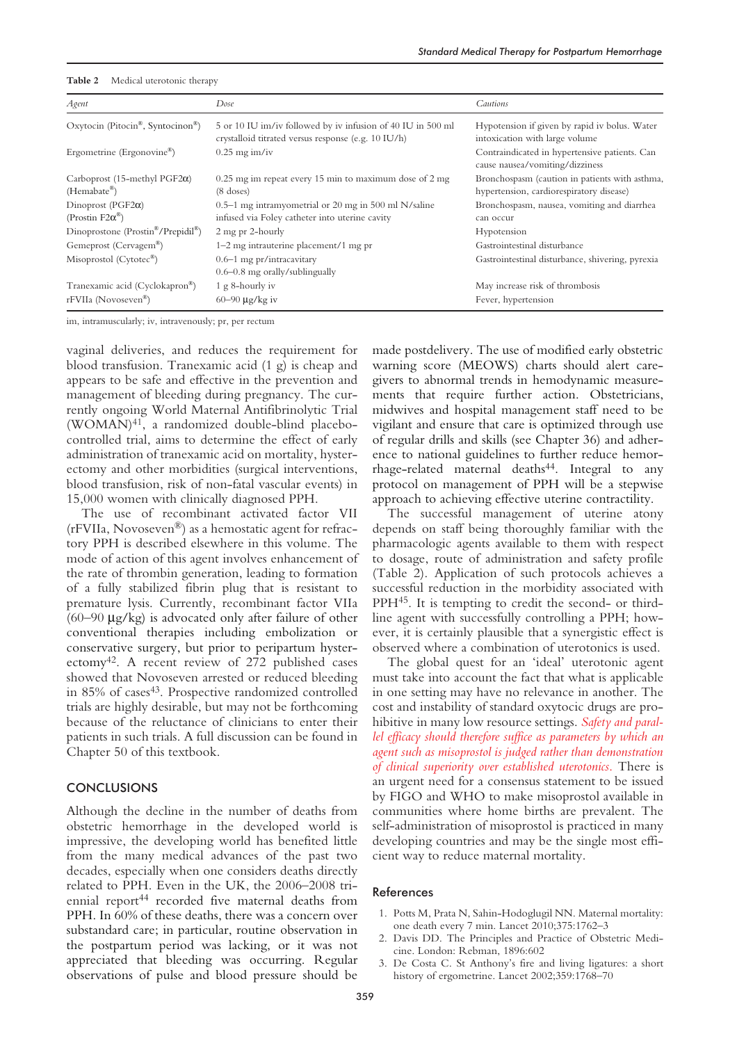**Table 2** Medical uterotonic therapy

| Agent | Dose | Cautions |
|---|---|---|
| Oxytocin (Pitocin®, Syntocinon®) | 5 or 10 IU im/iv followed by iv infusion of 40 IU in 500 ml crystalloid titrated versus response (e.g. 10 IU/h) | Hypotension if given by rapid iv bolus. Water intoxication with large volume |
| Ergometrine (Ergonovine®) | 0.25 mg im/iv | Contraindicated in hypertensive patients. Can cause nausea/vomiting/dizziness |
| Carboprost (15-methyl PGF2α) (Hemabate®) | 0.25 mg im repeat every 15 min to maximum dose of 2 mg (8 doses) | Bronchospasm (caution in patients with asthma, hypertension, cardiorespiratory disease) |
| Dinoprost (PGF2α) (Prostin F2α®) | 0.5–1 mg intramyometrial or 20 mg in 500 ml N/saline infused via Foley catheter into uterine cavity | Bronchospasm, nausea, vomiting and diarrhea can occur |
| Dinoprostone (Prostin®/Prepidil®) | 2 mg pr 2-hourly | Hypotension |
| Gemeprost (Cervagem®) | 1–2 mg intrauterine placement/1 mg pr | Gastrointestinal disturbance |
| Misoprostol (Cytotec®) | 0.6–1 mg pr/intracavitary<br>0.6–0.8 mg orally/sublingually | Gastrointestinal disturbance, shivering, pyrexia |
| Tranexamic acid (Cyclokapron®) | 1 g 8-hourly iv | May increase risk of thrombosis |
| rFVIIa (Novoseven®) | 60–90 μg/kg iv | Fever, hypertension |

im, intramuscularly; iv, intravenously; pr, per rectum

vaginal deliveries, and reduces the requirement for blood transfusion. Tranexamic acid (1 g) is cheap and appears to be safe and effective in the prevention and management of bleeding during pregnancy. The currently ongoing World Maternal Antifibrinolytic Trial (WOMAN)[41], a randomized double-blind placebo-controlled trial, aims to determine the effect of early administration of tranexamic acid on mortality, hysterectomy and other morbidities (surgical interventions, blood transfusion, risk of non-fatal vascular events) in 15,000 women with clinically diagnosed PPH.

The use of recombinant activated factor VII (rFVIIa, Novoseven®) as a hemostatic agent for refractory PPH is described elsewhere in this volume. The mode of action of this agent involves enhancement of the rate of thrombin generation, leading to formation of a fully stabilized fibrin plug that is resistant to premature lysis. Currently, recombinant factor VIIa (60–90 μg/kg) is advocated only after failure of other conventional therapies including embolization or conservative surgery, but prior to peripartum hysterectomy[42]. A recent review of 272 published cases showed that Novoseven arrested or reduced bleeding in 85% of cases[43]. Prospective randomized controlled trials are highly desirable, but may not be forthcoming because of the reluctance of clinicians to enter their patients in such trials. A full discussion can be found in Chapter 50 of this textbook.

## CONCLUSIONS

Although the decline in the number of deaths from obstetric hemorrhage in the developed world is impressive, the developing world has benefited little from the many medical advances of the past two decades, especially when one considers deaths directly related to PPH. Even in the UK, the 2006–2008 triennial report[44] recorded five maternal deaths from PPH. In 60% of these deaths, there was a concern over substandard care; in particular, routine observation in the postpartum period was lacking, or it was not appreciated that bleeding was occurring. Regular observations of pulse and blood pressure should be made postdelivery. The use of modified early obstetric warning score (MEOWS) charts should alert caregivers to abnormal trends in hemodynamic measurements that require further action. Obstetricians, midwives and hospital management staff need to be vigilant and ensure that care is optimized through use of regular drills and skills (see Chapter 36) and adherence to national guidelines to further reduce hemorrhage-related maternal deaths[44]. Integral to any protocol on management of PPH will be a stepwise approach to achieving effective uterine contractility.

The successful management of uterine atony depends on staff being thoroughly familiar with the pharmacologic agents available to them with respect to dosage, route of administration and safety profile (Table 2). Application of such protocols achieves a successful reduction in the morbidity associated with PPH[45]. It is tempting to credit the second- or third-line agent with successfully controlling a PPH; however, it is certainly plausible that a synergistic effect is observed where a combination of uterotonics is used.

The global quest for an 'ideal' uterotonic agent must take into account the fact that what is applicable in one setting may have no relevance in another. The cost and instability of standard oxytocic drugs are prohibitive in many low resource settings. *Safety and parallel efficacy should therefore suffice as parameters by which an agent such as misoprostol is judged rather than demonstration of clinical superiority over established uterotonics.* There is an urgent need for a consensus statement to be issued by FIGO and WHO to make misoprostol available in communities where home births are prevalent. The self-administration of misoprostol is practiced in many developing countries and may be the single most efficient way to reduce maternal mortality.

## References

1. Potts M, Prata N, Sahin-Hodoglugil NN. Maternal mortality: one death every 7 min. Lancet 2010;375:1762–3
2. Davis DD. The Principles and Practice of Obstetric Medicine. London: Rebman, 1896:602
3. De Costa C. St Anthony's fire and living ligatures: a short history of ergometrine. Lancet 2002;359:1768–70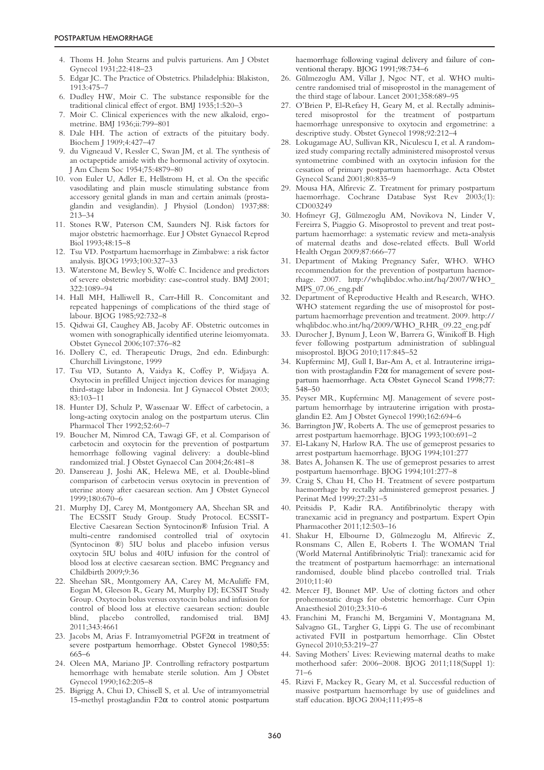4. Thoms H. John Stearns and pulvis parturiens. Am J Obstet Gynecol 1931;22:418–23
5. Edgar JC. The Practice of Obstetrics. Philadelphia: Blakiston, 1913:475–7
6. Dudley HW, Moir C. The substance responsible for the traditional clinical effect of ergot. BMJ 1935;1:520–3
7. Moir C. Clinical experiences with the new alkaloid, ergometrine. BMJ 1936;ii:799–801
8. Dale HH. The action of extracts of the pituitary body. Biochem J 1909;4:427–47
9. du Vigneaud V, Ressler C, Swan JM, et al. The synthesis of an octapeptide amide with the hormonal activity of oxytocin. J Am Chem Soc 1954;75:4879–80
10. von Euler U, Adler E, Hellstrom H, et al. On the specific vasodilating and plain muscle stimulating substance from accessory genital glands in man and certain animals (prostaglandin and vesiglandin). J Physiol (London) 1937;88: 213–34
11. Stones RW, Paterson CM, Saunders NJ. Risk factors for major obstetric haemorrhage. Eur J Obstet Gynaecol Reprod Biol 1993;48:15–8
12. Tsu VD. Postpartum haemorrhage in Zimbabwe: a risk factor analysis. BJOG 1993;100:327–33
13. Waterstone M, Bewley S, Wolfe C. Incidence and predictors of severe obstetric morbidity: case-control study. BMJ 2001; 322:1089–94
14. Hall MH, Halliwell R, Carr-Hill R. Concomitant and repeated happenings of complications of the third stage of labour. BJOG 1985;92:732–8
15. Qidwai GI, Caughey AB, Jacoby AF. Obstetric outcomes in women with sonographically identified uterine leiomyomata. Obstet Gynecol 2006;107:376–82
16. Dollery C, ed. Therapeutic Drugs, 2nd edn. Edinburgh: Churchill Livingstone, 1999
17. Tsu VD, Sutanto A, Vaidya K, Coffey P, Widjaya A. Oxytocin in prefilled Uniject injection devices for managing third-stage labor in Indonesia. Int J Gynaecol Obstet 2003; 83:103–11
18. Hunter DJ, Schulz P, Wassenaar W. Effect of carbetocin, a long-acting oxytocin analog on the postpartum uterus. Clin Pharmacol Ther 1992;52:60–7
19. Boucher M, Nimrod CA, Tawagi GF, et al. Comparison of carbetocin and oxytocin for the prevention of postpartum hemorrhage following vaginal delivery: a double-blind randomized trial. J Obstet Gynaecol Can 2004;26:481–8
20. Dansereau J, Joshi AK, Helewa ME, et al. Double-blind comparison of carbetocin versus oxytocin in prevention of uterine atony after caesarean section. Am J Obstet Gynecol 1999;180:670–6
21. Murphy DJ, Carey M, Montgomery AA, Sheehan SR and The ECSSIT Study Group. Study Protocol. ECSSIT-Elective Caesarean Section Syntocinon® Infusion Trial. A multi-centre randomised controlled trial of oxytocin (Syntocinon ®) 5IU bolus and placebo infusion versus oxytocin 5IU bolus and 40IU infusion for the control of blood loss at elective caesarean section. BMC Pregnancy and Childbirth 2009;9:36
22. Sheehan SR, Montgomery AA, Carey M, McAuliffe FM, Eogan M, Gleeson R, Geary M, Murphy DJ; ECSSIT Study Group. Oxytocin bolus versus oxytocin bolus and infusion for control of blood loss at elective caesarean section: double blind, placebo controlled, randomised trial. BMJ 2011;343:4661
23. Jacobs M, Arias F. Intramyometrial PGF2α in treatment of severe postpartum hemorrhage. Obstet Gynecol 1980;55: 665–6
24. Oleen MA, Mariano JP. Controlling refractory postpartum hemorrhage with hemabate sterile solution. Am J Obstet Gynecol 1990;162:205–8
25. Bigrigg A, Chui D, Chissell S, et al. Use of intramyometrial 15-methyl prostaglandin F2α to control atonic postpartum haemorrhage following vaginal delivery and failure of conventional therapy. BJOG 1991;98:734–6
26. Gülmezoglu AM, Villar J, Ngoc NT, et al. WHO multicentre randomised trial of misoprostol in the management of the third stage of labour. Lancet 2001;358:689–95
27. O'Brien P, El-Refaey H, Geary M, et al. Rectally administered misoprostol for the treatment of postpartum haemorrhage unresponsive to oxytocin and ergometrine: a descriptive study. Obstet Gynecol 1998;92:212–4
28. Lokugamage AU, Sullivan KR, Niculescu I, et al. A randomized study comparing rectally administered misoprostol versus syntometrine combined with an oxytocin infusion for the cessation of primary postpartum haemorrhage. Acta Obstet Gynecol Scand 2001;80:835–9
29. Mousa HA, Alfirevic Z. Treatment for primary postpartum haemorrhage. Cochrane Database Syst Rev 2003;(1): CD003249
30. Hofmeyr GJ, Gülmezoglu AM, Novikova N, Linder V, Fereirra S, Piaggio G. Misoprostol to prevent and treat postpartum haemorrhage: a systematic review and meta-analysis of maternal deaths and dose-related effects. Bull World Health Organ 2009;87:666–77
31. Department of Making Pregnancy Safer, WHO. WHO recommendation for the prevention of postpartum haemorrhage. 2007. http://whqlibdoc.who.int/hq/2007/WHO_MPS_07.06_eng.pdf
32. Department of Reproductive Health and Research, WHO. WHO statement regarding the use of misoprostol for postpartum haemorrhage prevention and treatment. 2009. http://whqlibdoc.who.int/hq/2009/WHO_RHR_09.22_eng.pdf
33. Durocher J, Bynum J, Leon W, Barrera G, Winikoff B. High fever following postpartum administration of sublingual misoprostol. BJOG 2010;117:845–52
34. Kupferminc MJ, Gull I, Bar-Am A, et al. Intrauterine irrigation with prostaglandin F2α for management of severe postpartum haemorrhage. Acta Obstet Gynecol Scand 1998;77: 548–50
35. Peyser MR, Kupferminc MJ. Management of severe postpartum hemorrhage by intrauterine irrigation with prostaglandin E2. Am J Obstet Gynecol 1990;162:694–6
36. Barrington JW, Roberts A. The use of gemeprost pessaries to arrest postpartum haemorrhage. BJOG 1993;100:691–2
37. El-Lakany N, Harlow RA. The use of gemeprost pessaries to arrest postpartum haemorrhage. BJOG 1994;101:277
38. Bates A, Johansen K. The use of gemeprost pessaries to arrest postpartum haemorrhage. BJOG 1994;101:277–8
39. Craig S, Chau H, Cho H. Treatment of severe postpartum haemorrhage by rectally administered gemeprost pessaries. J Perinat Med 1999;27:231–5
40. Peitsidis P, Kadir RA. Antifibrinolytic therapy with tranexamic acid in pregnancy and postpartum. Expert Opin Pharmacother 2011;12:503–16
41. Shakur H, Elbourne D, Gülmezoglu M, Alfirevic Z, Ronsmans C, Allen E, Roberts I. The WOMAN Trial (World Maternal Antifibrinolytic Trial): tranexamic acid for the treatment of postpartum haemorrhage: an international randomised, double blind placebo controlled trial. Trials 2010;11:40
42. Mercer FJ, Bonnet MP. Use of clotting factors and other prohemostatic drugs for obstetric hemorrhage. Curr Opin Anaesthesiol 2010;23:310–6
43. Franchini M, Franchi M, Bergamini V, Montagnana M, Salvagno GL, Targher G, Lippi G. The use of recombinant activated FVII in postpartum hemorrhage. Clin Obstet Gynecol 2010;53:219–27
44. Saving Mothers' Lives: Reviewing maternal deaths to make motherhood safer: 2006–2008. BJOG 2011;118(Suppl 1): 71–6
45. Rizvi F, Mackey R, Geary M, et al. Successful reduction of massive postpartum haemorrhage by use of guidelines and staff education. BJOG 2004;111;495–8